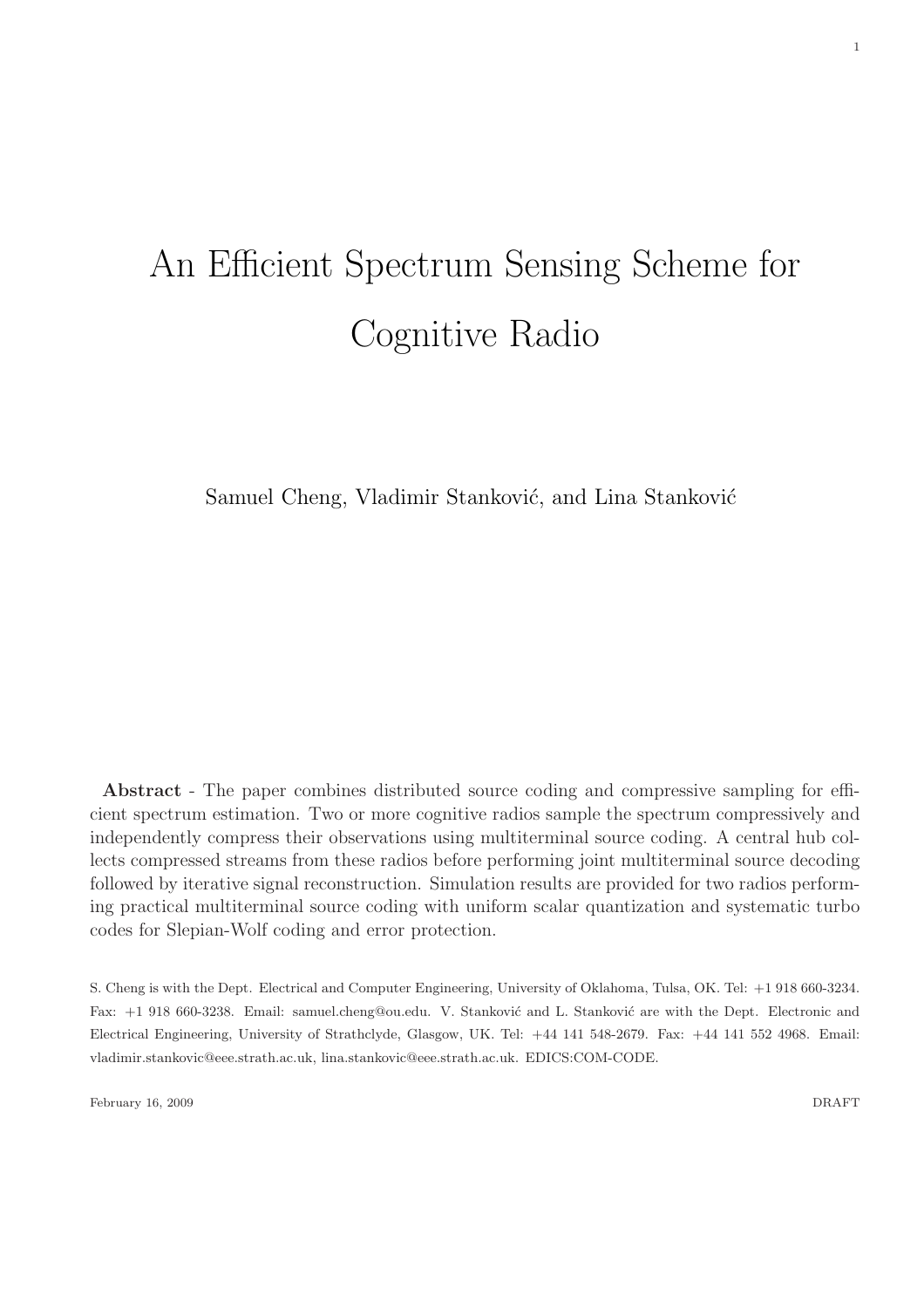# An Efficient Spectrum Sensing Scheme for Cognitive Radio

Samuel Cheng, Vladimir Stanković, and Lina Stanković

**Abstract** - The paper combines distributed source coding and compressive sampling for efficient spectrum estimation. Two or more cognitive radios sample the spectrum compressively and independently compress their observations using multiterminal source coding. A central hub collects compressed streams from these radios before performing joint multiterminal source decoding followed by iterative signal reconstruction. Simulation results are provided for two radios performing practical multiterminal source coding with uniform scalar quantization and systematic turbo codes for Slepian-Wolf coding and error protection.

S. Cheng is with the Dept. Electrical and Computer Engineering, University of Oklahoma, Tulsa, OK. Tel: +1 918 660-3234. Fax: +1 918 660-3238. Email: samuel.cheng@ou.edu. V. Stanković and L. Stanković are with the Dept. Electronic and Electrical Engineering, University of Strathclyde, Glasgow, UK. Tel: +44 141 548-2679. Fax: +44 141 552 4968. Email: vladimir.stankovic@eee.strath.ac.uk, lina.stankovic@eee.strath.ac.uk. EDICS:COM-CODE.

February 16, 2009 DRAFT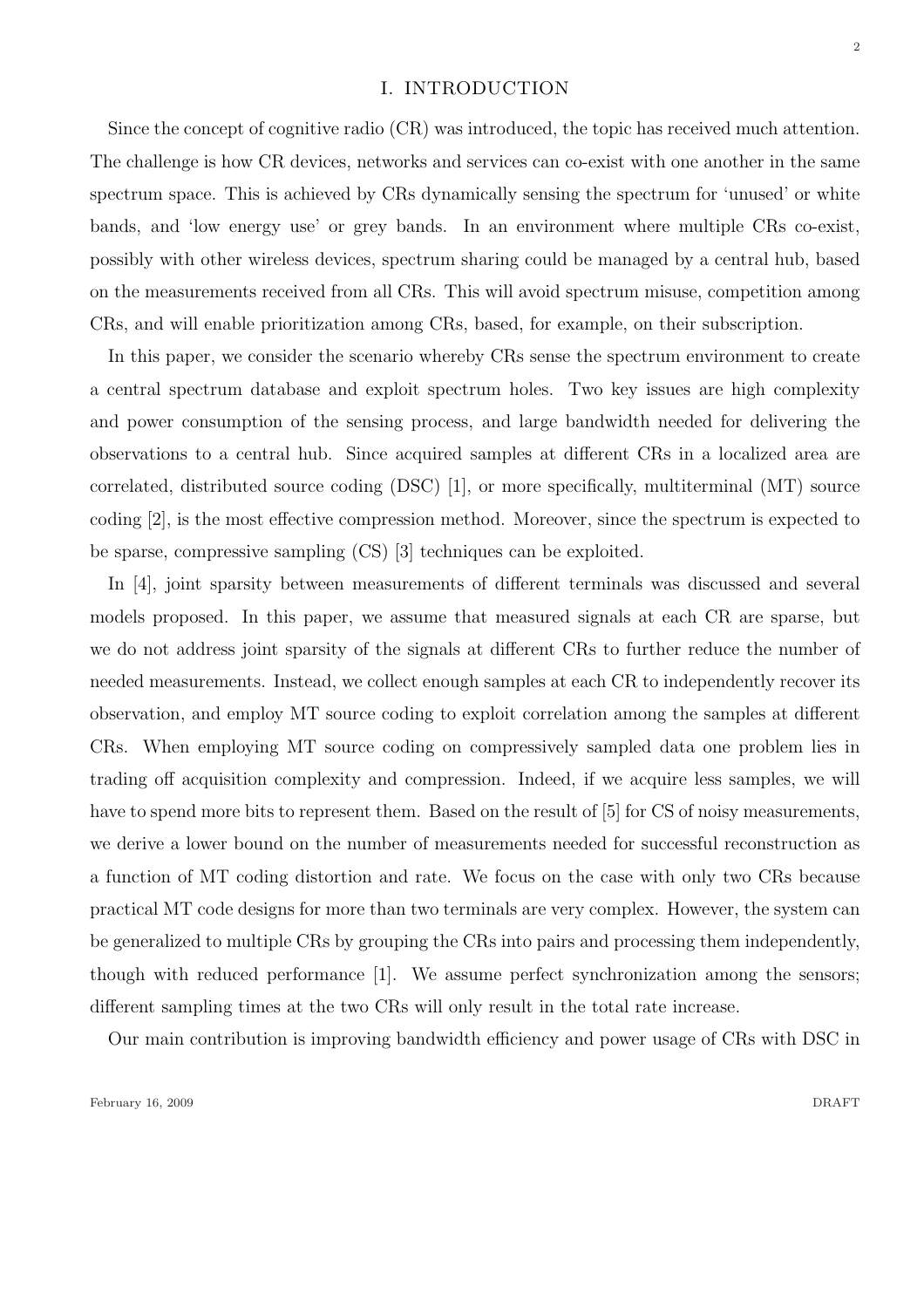# I. INTRODUCTION

Since the concept of cognitive radio (CR) was introduced, the topic has received much attention. The challenge is how CR devices, networks and services can co-exist with one another in the same spectrum space. This is achieved by CRs dynamically sensing the spectrum for 'unused' or white bands, and 'low energy use' or grey bands. In an environment where multiple CRs co-exist, possibly with other wireless devices, spectrum sharing could be managed by a central hub, based on the measurements received from all CRs. This will avoid spectrum misuse, competition among CRs, and will enable prioritization among CRs, based, for example, on their subscription.

In this paper, we consider the scenario whereby CRs sense the spectrum environment to create a central spectrum database and exploit spectrum holes. Two key issues are high complexity and power consumption of the sensing process, and large bandwidth needed for delivering the observations to a central hub. Since acquired samples at different CRs in a localized area are correlated, distributed source coding (DSC) [1], or more specifically, multiterminal (MT) source coding [2], is the most effective compression method. Moreover, since the spectrum is expected to be sparse, compressive sampling (CS) [3] techniques can be exploited.

In [4], joint sparsity between measurements of different terminals was discussed and several models proposed. In this paper, we assume that measured signals at each CR are sparse, but we do not address joint sparsity of the signals at different CRs to further reduce the number of needed measurements. Instead, we collect enough samples at each CR to independently recover its observation, and employ MT source coding to exploit correlation among the samples at different CRs. When employing MT source coding on compressively sampled data one problem lies in trading off acquisition complexity and compression. Indeed, if we acquire less samples, we will have to spend more bits to represent them. Based on the result of [5] for CS of noisy measurements, we derive a lower bound on the number of measurements needed for successful reconstruction as a function of MT coding distortion and rate. We focus on the case with only two CRs because practical MT code designs for more than two terminals are very complex. However, the system can be generalized to multiple CRs by grouping the CRs into pairs and processing them independently, though with reduced performance [1]. We assume perfect synchronization among the sensors; different sampling times at the two CRs will only result in the total rate increase.

Our main contribution is improving bandwidth efficiency and power usage of CRs with DSC in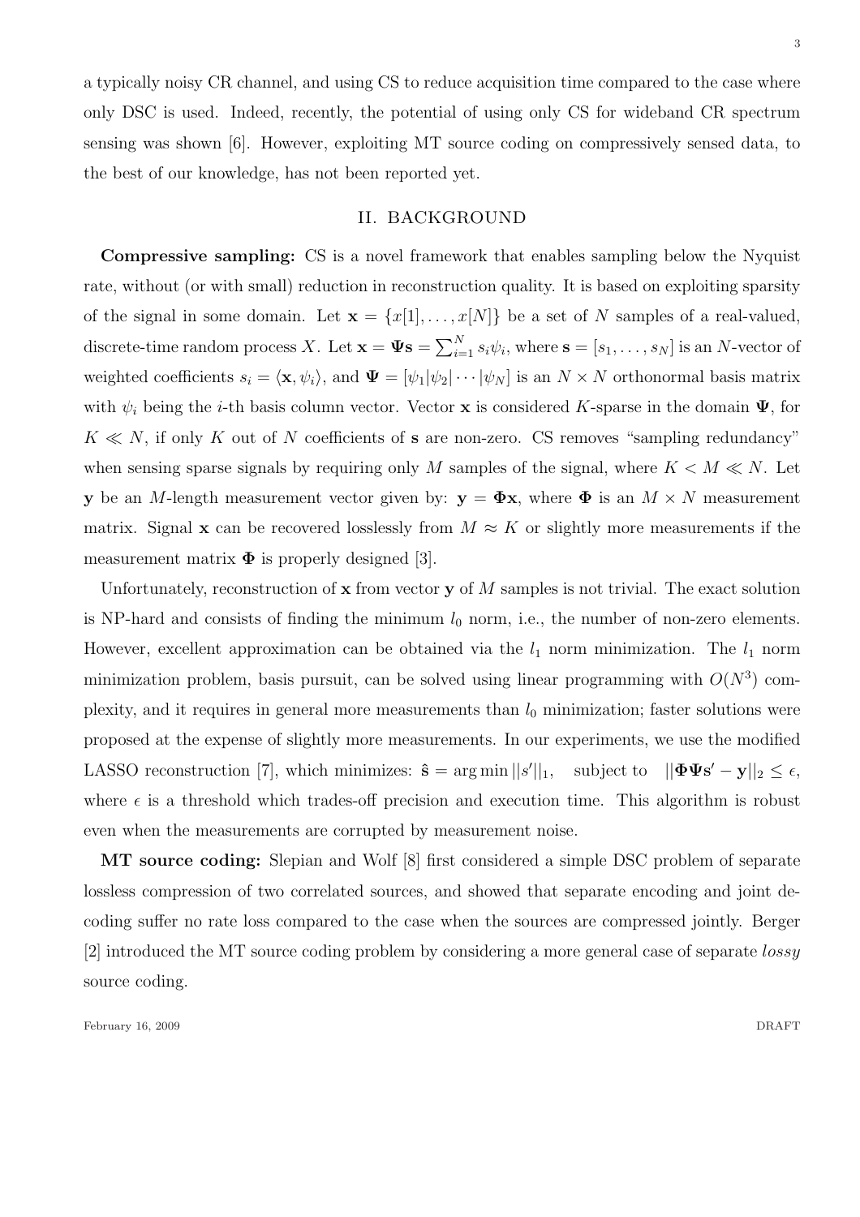a typically noisy CR channel, and using CS to reduce acquisition time compared to the case where only DSC is used. Indeed, recently, the potential of using only CS for wideband CR spectrum sensing was shown [6]. However, exploiting MT source coding on compressively sensed data, to the best of our knowledge, has not been reported yet.

## II. BACKGROUND

**Compressive sampling:** CS is a novel framework that enables sampling below the Nyquist rate, without (or with small) reduction in reconstruction quality. It is based on exploiting sparsity of the signal in some domain. Let $\mathbf{x} = \{x[1], \ldots, x[N]\}$ be a set of $N$ samples of a real-valued, discrete-time random process $X$. Let $\mathbf{x} = \mathbf{\Psi s} = \sum_{i=1}^{N} s_i \psi_i$, where $\mathbf{s} = [s_1, \ldots, s_N]$ is an $N$-vector of weighted coefficients $s_i = \langle \mathbf{x}, \psi_i \rangle$, and $\mathbf{\Psi} = [\psi_1 | \psi_2 | \cdots | \psi_N]$ is an $N \times N$ orthonormal basis matrix with $\psi_i$ being the $i$-th basis column vector. Vector $\mathbf{x}$ is considered $K$-sparse in the domain $\mathbf{\Psi}$, for $K \ll N$, if only $K$ out of $N$ coefficients of $\mathbf{s}$ are non-zero. CS removes "sampling redundancy" when sensing sparse signals by requiring only $M$ samples of the signal, where $K < M \ll N$. Let $\mathbf{y}$ be an $M$-length measurement vector given by: $\mathbf{y} = \mathbf{\Phi x}$, where $\mathbf{\Phi}$ is an $M \times N$ measurement matrix. Signal $\mathbf{x}$ can be recovered losslessly from $M \approx K$ or slightly more measurements if the measurement matrix $\mathbf{\Phi}$ is properly designed [3].

Unfortunately, reconstruction of $\mathbf{x}$ from vector $\mathbf{y}$ of $M$ samples is not trivial. The exact solution is NP-hard and consists of finding the minimum $l_0$ norm, i.e., the number of non-zero elements. However, excellent approximation can be obtained via the $l_1$ norm minimization. The $l_1$ norm minimization problem, basis pursuit, can be solved using linear programming with $O(N^3)$ complexity, and it requires in general more measurements than $l_0$ minimization; faster solutions were proposed at the expense of slightly more measurements. In our experiments, we use the modified LASSO reconstruction [7], which minimizes: $\hat{\mathbf{s}} = \arg\min ||s'||_1, \quad \text{subject to} \quad ||\mathbf{\Phi \Psi s'} - \mathbf{y}||_2 \leq \epsilon$, where $\epsilon$ is a threshold which trades-off precision and execution time. This algorithm is robust even when the measurements are corrupted by measurement noise.

**MT source coding:** Slepian and Wolf [8] first considered a simple DSC problem of separate lossless compression of two correlated sources, and showed that separate encoding and joint decoding suffer no rate loss compared to the case when the sources are compressed jointly. Berger [2] introduced the MT source coding problem by considering a more general case of separate *lossy* source coding.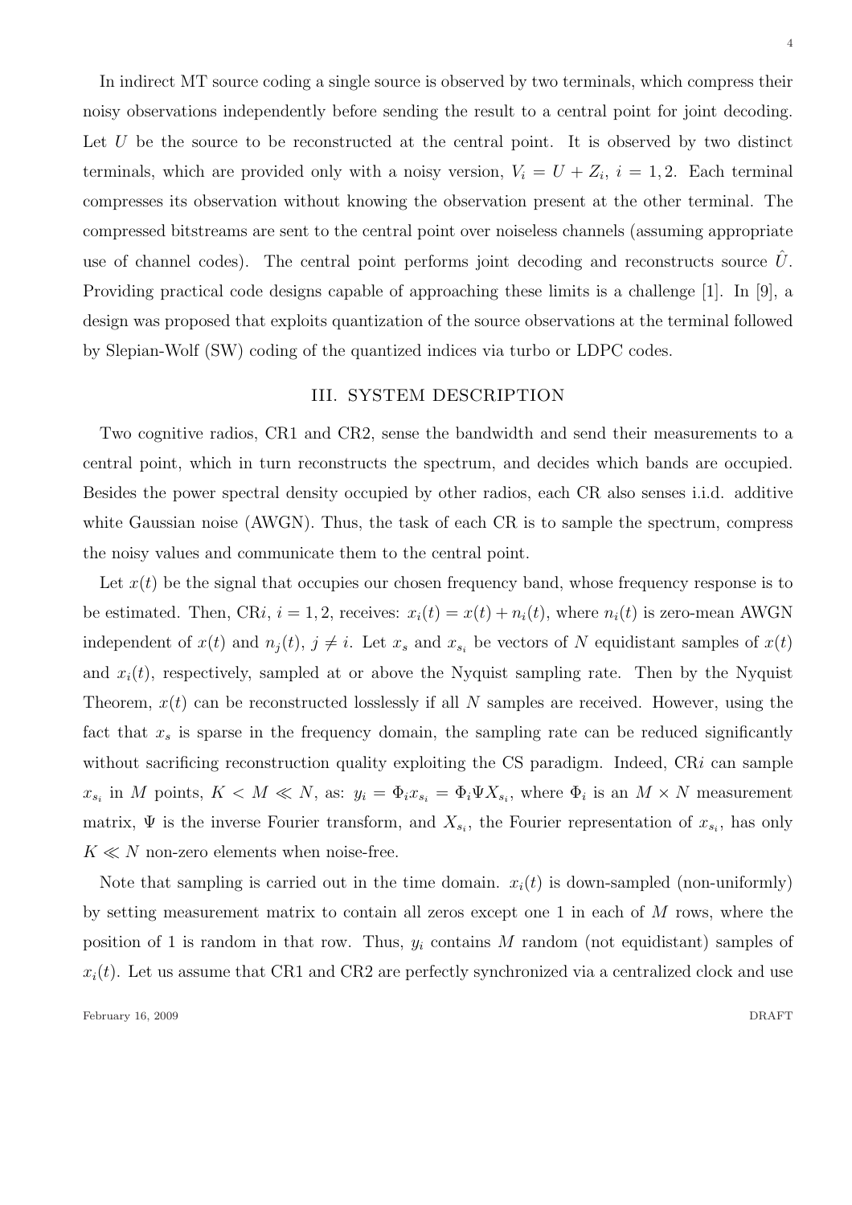In indirect MT source coding a single source is observed by two terminals, which compress their noisy observations independently before sending the result to a central point for joint decoding. Let $U$ be the source to be reconstructed at the central point. It is observed by two distinct terminals, which are provided only with a noisy version, $V_i = U + Z_i$, $i = 1, 2$. Each terminal compresses its observation without knowing the observation present at the other terminal. The compressed bitstreams are sent to the central point over noiseless channels (assuming appropriate use of channel codes). The central point performs joint decoding and reconstructs source $\hat{U}$. Providing practical code designs capable of approaching these limits is a challenge [1]. In [9], a design was proposed that exploits quantization of the source observations at the terminal followed by Slepian-Wolf (SW) coding of the quantized indices via turbo or LDPC codes.

## III. System Description

Two cognitive radios, CR1 and CR2, sense the bandwidth and send their measurements to a central point, which in turn reconstructs the spectrum, and decides which bands are occupied. Besides the power spectral density occupied by other radios, each CR also senses i.i.d. additive white Gaussian noise (AWGN). Thus, the task of each CR is to sample the spectrum, compress the noisy values and communicate them to the central point.

Let $x(t)$ be the signal that occupies our chosen frequency band, whose frequency response is to be estimated. Then, CR$i$, $i = 1, 2$, receives: $x_i(t) = x(t) + n_i(t)$, where $n_i(t)$ is zero-mean AWGN independent of $x(t)$ and $n_j(t)$, $j \neq i$. Let $x_s$ and $x_{s_i}$ be vectors of $N$ equidistant samples of $x(t)$ and $x_i(t)$, respectively, sampled at or above the Nyquist sampling rate. Then by the Nyquist Theorem, $x(t)$ can be reconstructed losslessly if all $N$ samples are received. However, using the fact that $x_s$ is sparse in the frequency domain, the sampling rate can be reduced significantly without sacrificing reconstruction quality exploiting the CS paradigm. Indeed, CR$i$ can sample $x_{s_i}$ in $M$ points, $K < M \ll N$, as: $y_i = \Phi_i x_{s_i} = \Phi_i \Psi X_{s_i}$, where $\Phi_i$ is an $M \times N$ measurement matrix, $\Psi$ is the inverse Fourier transform, and $X_{s_i}$, the Fourier representation of $x_{s_i}$, has only $K \ll N$ non-zero elements when noise-free.

Note that sampling is carried out in the time domain. $x_i(t)$ is down-sampled (non-uniformly) by setting measurement matrix to contain all zeros except one 1 in each of $M$ rows, where the position of 1 is random in that row. Thus, $y_i$ contains $M$ random (not equidistant) samples of $x_i(t)$. Let us assume that CR1 and CR2 are perfectly synchronized via a centralized clock and use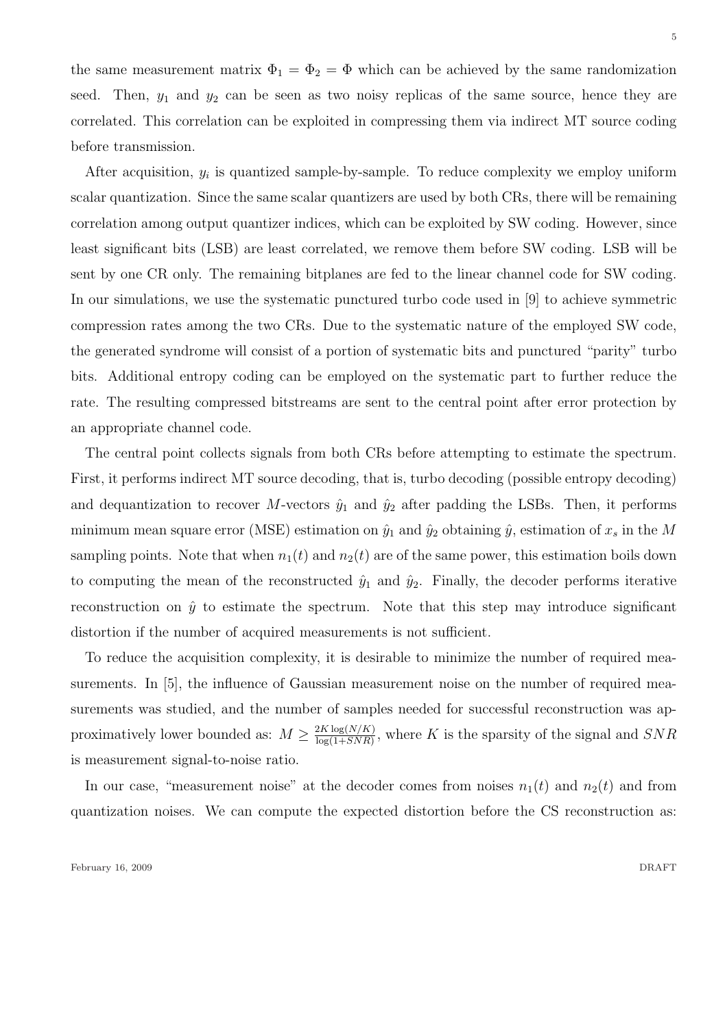the same measurement matrix $\Phi_1 = \Phi_2 = \Phi$ which can be achieved by the same randomization seed. Then, $y_1$ and $y_2$ can be seen as two noisy replicas of the same source, hence they are correlated. This correlation can be exploited in compressing them via indirect MT source coding before transmission.

After acquisition, $y_i$ is quantized sample-by-sample. To reduce complexity we employ uniform scalar quantization. Since the same scalar quantizers are used by both CRs, there will be remaining correlation among output quantizer indices, which can be exploited by SW coding. However, since least significant bits (LSB) are least correlated, we remove them before SW coding. LSB will be sent by one CR only. The remaining bitplanes are fed to the linear channel code for SW coding. In our simulations, we use the systematic punctured turbo code used in [9] to achieve symmetric compression rates among the two CRs. Due to the systematic nature of the employed SW code, the generated syndrome will consist of a portion of systematic bits and punctured "parity" turbo bits. Additional entropy coding can be employed on the systematic part to further reduce the rate. The resulting compressed bitstreams are sent to the central point after error protection by an appropriate channel code.

The central point collects signals from both CRs before attempting to estimate the spectrum. First, it performs indirect MT source decoding, that is, turbo decoding (possible entropy decoding) and dequantization to recover $M$-vectors $\hat{y}_1$ and $\hat{y}_2$ after padding the LSBs. Then, it performs minimum mean square error (MSE) estimation on $\hat{y}_1$ and $\hat{y}_2$ obtaining $\hat{y}$, estimation of $x_s$ in the $M$ sampling points. Note that when $n_1(t)$ and $n_2(t)$ are of the same power, this estimation boils down to computing the mean of the reconstructed $\hat{y}_1$ and $\hat{y}_2$. Finally, the decoder performs iterative reconstruction on $\hat{y}$ to estimate the spectrum. Note that this step may introduce significant distortion if the number of acquired measurements is not sufficient.

To reduce the acquisition complexity, it is desirable to minimize the number of required measurements. In [5], the influence of Gaussian measurement noise on the number of required measurements was studied, and the number of samples needed for successful reconstruction was approximatively lower bounded as: $M \geq \frac{2K \log(N/K)}{\log(1+SNR)}$, where $K$ is the sparsity of the signal and $SNR$ is measurement signal-to-noise ratio.

In our case, "measurement noise" at the decoder comes from noises $n_1(t)$ and $n_2(t)$ and from quantization noises. We can compute the expected distortion before the CS reconstruction as: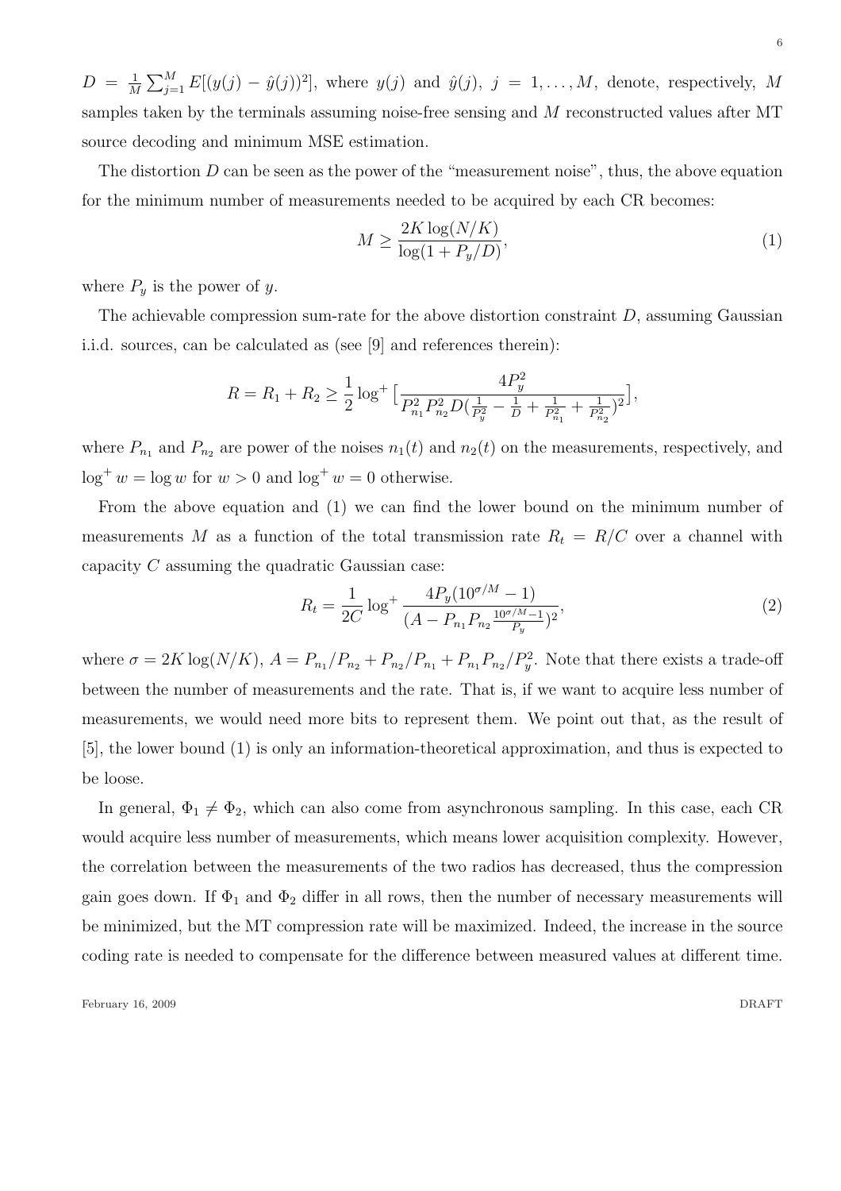$D = \frac{1}{M}\sum_{j=1}^{M} E[(y(j) - \hat{y}(j))^2]$, where $y(j)$ and $\hat{y}(j)$, $j = 1, \ldots, M$, denote, respectively, $M$ samples taken by the terminals assuming noise-free sensing and $M$ reconstructed values after MT source decoding and minimum MSE estimation.

The distortion $D$ can be seen as the power of the "measurement noise", thus, the above equation for the minimum number of measurements needed to be acquired by each CR becomes:

$$M \geq \frac{2K \log(N/K)}{\log(1 + P_y/D)}, \tag{1}$$

where $P_y$ is the power of $y$.

The achievable compression sum-rate for the above distortion constraint $D$, assuming Gaussian i.i.d. sources, can be calculated as (see [9] and references therein):

$$R = R_1 + R_2 \geq \frac{1}{2} \log^+ \left[ \frac{4P_y^2}{P_{n_1}^2 P_{n_2}^2 D(\frac{1}{P_y^2} - \frac{1}{D} + \frac{1}{P_{n_1}^2} + \frac{1}{P_{n_2}^2})^2} \right],$$

where $P_{n_1}$ and $P_{n_2}$ are power of the noises $n_1(t)$ and $n_2(t)$ on the measurements, respectively, and $\log^+ w = \log w$ for $w > 0$ and $\log^+ w = 0$ otherwise.

From the above equation and (1) we can find the lower bound on the minimum number of measurements $M$ as a function of the total transmission rate $R_t = R/C$ over a channel with capacity $C$ assuming the quadratic Gaussian case:

$$R_t = \frac{1}{2C} \log^+ \frac{4P_y(10^{\sigma/M} - 1)}{(A - P_{n_1} P_{n_2} \frac{10^{\sigma/M} - 1}{P_y})^2}, \tag{2}$$

where $\sigma = 2K \log(N/K)$, $A = P_{n_1}/P_{n_2} + P_{n_2}/P_{n_1} + P_{n_1}P_{n_2}/P_y^2$. Note that there exists a trade-off between the number of measurements and the rate. That is, if we want to acquire less number of measurements, we would need more bits to represent them. We point out that, as the result of [5], the lower bound (1) is only an information-theoretical approximation, and thus is expected to be loose.

In general, $\Phi_1 \neq \Phi_2$, which can also come from asynchronous sampling. In this case, each CR would acquire less number of measurements, which means lower acquisition complexity. However, the correlation between the measurements of the two radios has decreased, thus the compression gain goes down. If $\Phi_1$ and $\Phi_2$ differ in all rows, then the number of necessary measurements will be minimized, but the MT compression rate will be maximized. Indeed, the increase in the source coding rate is needed to compensate for the difference between measured values at different time.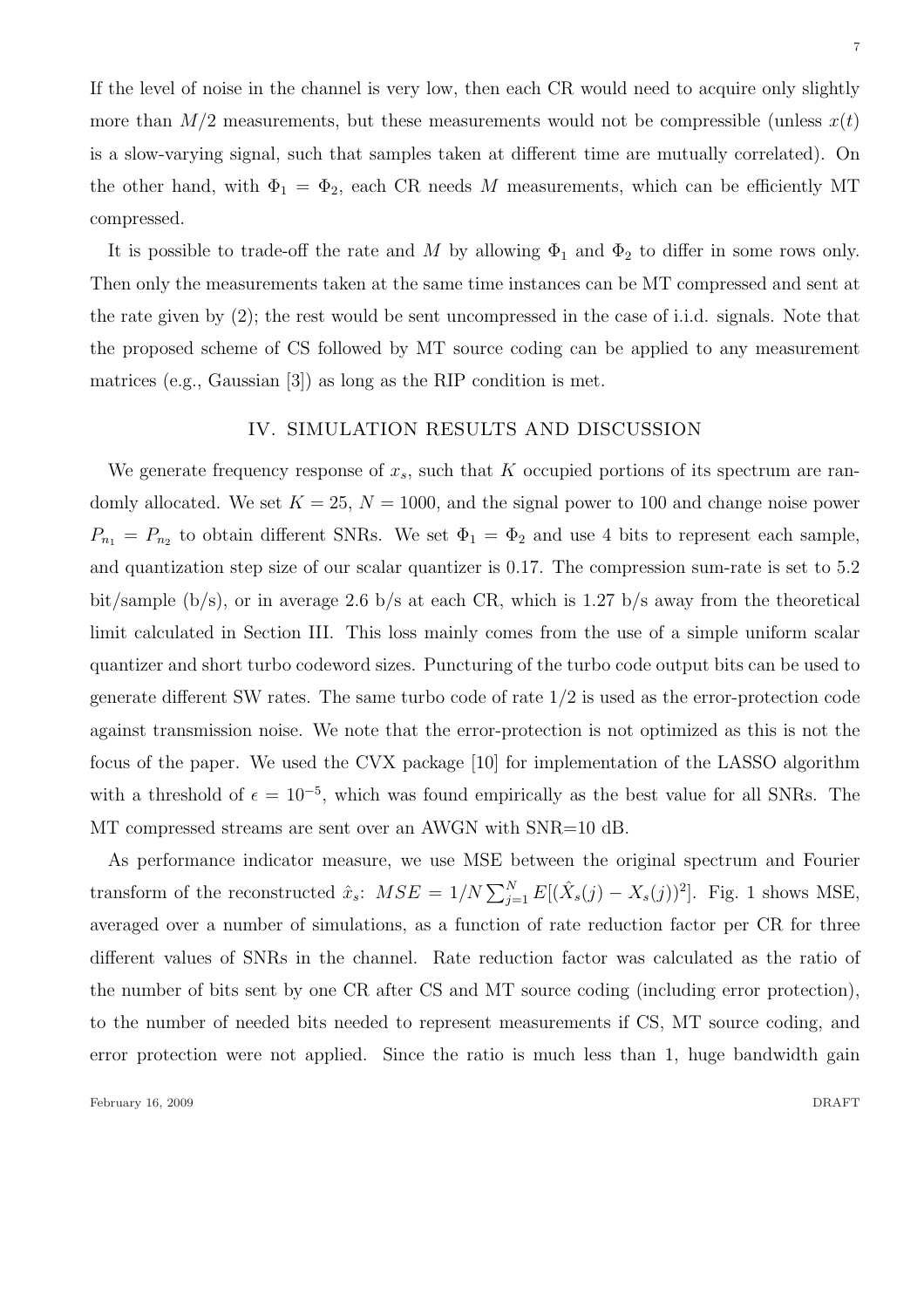If the level of noise in the channel is very low, then each CR would need to acquire only slightly more than $M/2$ measurements, but these measurements would not be compressible (unless $x(t)$ is a slow-varying signal, such that samples taken at different time are mutually correlated). On the other hand, with $\Phi_1 = \Phi_2$, each CR needs $M$ measurements, which can be efficiently MT compressed.

It is possible to trade-off the rate and $M$ by allowing $\Phi_1$ and $\Phi_2$ to differ in some rows only. Then only the measurements taken at the same time instances can be MT compressed and sent at the rate given by (2); the rest would be sent uncompressed in the case of i.i.d. signals. Note that the proposed scheme of CS followed by MT source coding can be applied to any measurement matrices (e.g., Gaussian [3]) as long as the RIP condition is met.

## IV. Simulation Results and Discussion

We generate frequency response of $x_s$, such that $K$ occupied portions of its spectrum are randomly allocated. We set $K = 25$, $N = 1000$, and the signal power to 100 and change noise power $P_{n_1} = P_{n_2}$ to obtain different SNRs. We set $\Phi_1 = \Phi_2$ and use 4 bits to represent each sample, and quantization step size of our scalar quantizer is 0.17. The compression sum-rate is set to 5.2 bit/sample (b/s), or in average 2.6 b/s at each CR, which is 1.27 b/s away from the theoretical limit calculated in Section III. This loss mainly comes from the use of a simple uniform scalar quantizer and short turbo codeword sizes. Puncturing of the turbo code output bits can be used to generate different SW rates. The same turbo code of rate 1/2 is used as the error-protection code against transmission noise. We note that the error-protection is not optimized as this is not the focus of the paper. We used the CVX package [10] for implementation of the LASSO algorithm with a threshold of $\epsilon = 10^{-5}$, which was found empirically as the best value for all SNRs. The MT compressed streams are sent over an AWGN with SNR=10 dB.

As performance indicator measure, we use MSE between the original spectrum and Fourier transform of the reconstructed $\hat{x}_s$: $MSE = 1/N \sum_{j=1}^{N} E[(\hat{X}_s(j) - X_s(j))^2]$. Fig. 1 shows MSE, averaged over a number of simulations, as a function of rate reduction factor per CR for three different values of SNRs in the channel. Rate reduction factor was calculated as the ratio of the number of bits sent by one CR after CS and MT source coding (including error protection), to the number of needed bits needed to represent measurements if CS, MT source coding, and error protection were not applied. Since the ratio is much less than 1, huge bandwidth gain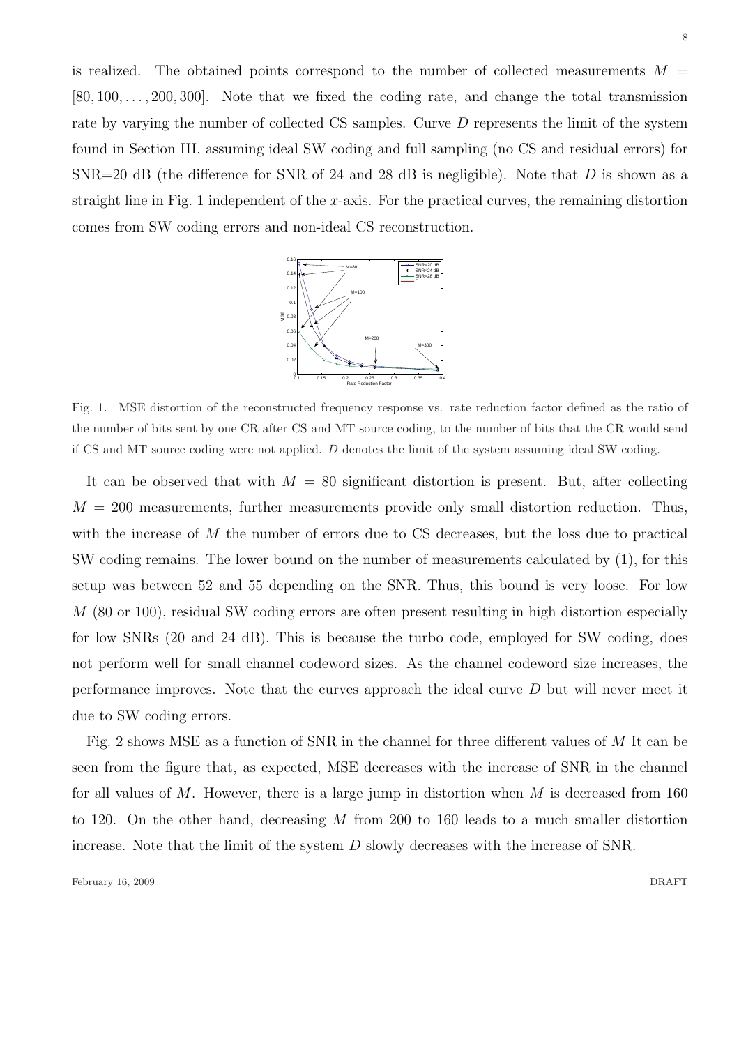is realized. The obtained points correspond to the number of collected measurements $M = [80, 100, \ldots, 200, 300]$. Note that we fixed the coding rate, and change the total transmission rate by varying the number of collected CS samples. Curve $D$ represents the limit of the system found in Section III, assuming ideal SW coding and full sampling (no CS and residual errors) for SNR=20 dB (the difference for SNR of 24 and 28 dB is negligible). Note that $D$ is shown as a straight line in Fig. 1 independent of the $x$-axis. For the practical curves, the remaining distortion comes from SW coding errors and non-ideal CS reconstruction.

Fig. 1. MSE distortion of the reconstructed frequency response vs. rate reduction factor defined as the ratio of the number of bits sent by one CR after CS and MT source coding, to the number of bits that the CR would send if CS and MT source coding were not applied. $D$ denotes the limit of the system assuming ideal SW coding.

It can be observed that with $M = 80$ significant distortion is present. But, after collecting $M = 200$ measurements, further measurements provide only small distortion reduction. Thus, with the increase of $M$ the number of errors due to CS decreases, but the loss due to practical SW coding remains. The lower bound on the number of measurements calculated by (1), for this setup was between 52 and 55 depending on the SNR. Thus, this bound is very loose. For low $M$ (80 or 100), residual SW coding errors are often present resulting in high distortion especially for low SNRs (20 and 24 dB). This is because the turbo code, employed for SW coding, does not perform well for small channel codeword sizes. As the channel codeword size increases, the performance improves. Note that the curves approach the ideal curve $D$ but will never meet it due to SW coding errors.

Fig. 2 shows MSE as a function of SNR in the channel for three different values of $M$ It can be seen from the figure that, as expected, MSE decreases with the increase of SNR in the channel for all values of $M$. However, there is a large jump in distortion when $M$ is decreased from 160 to 120. On the other hand, decreasing $M$ from 200 to 160 leads to a much smaller distortion increase. Note that the limit of the system $D$ slowly decreases with the increase of SNR.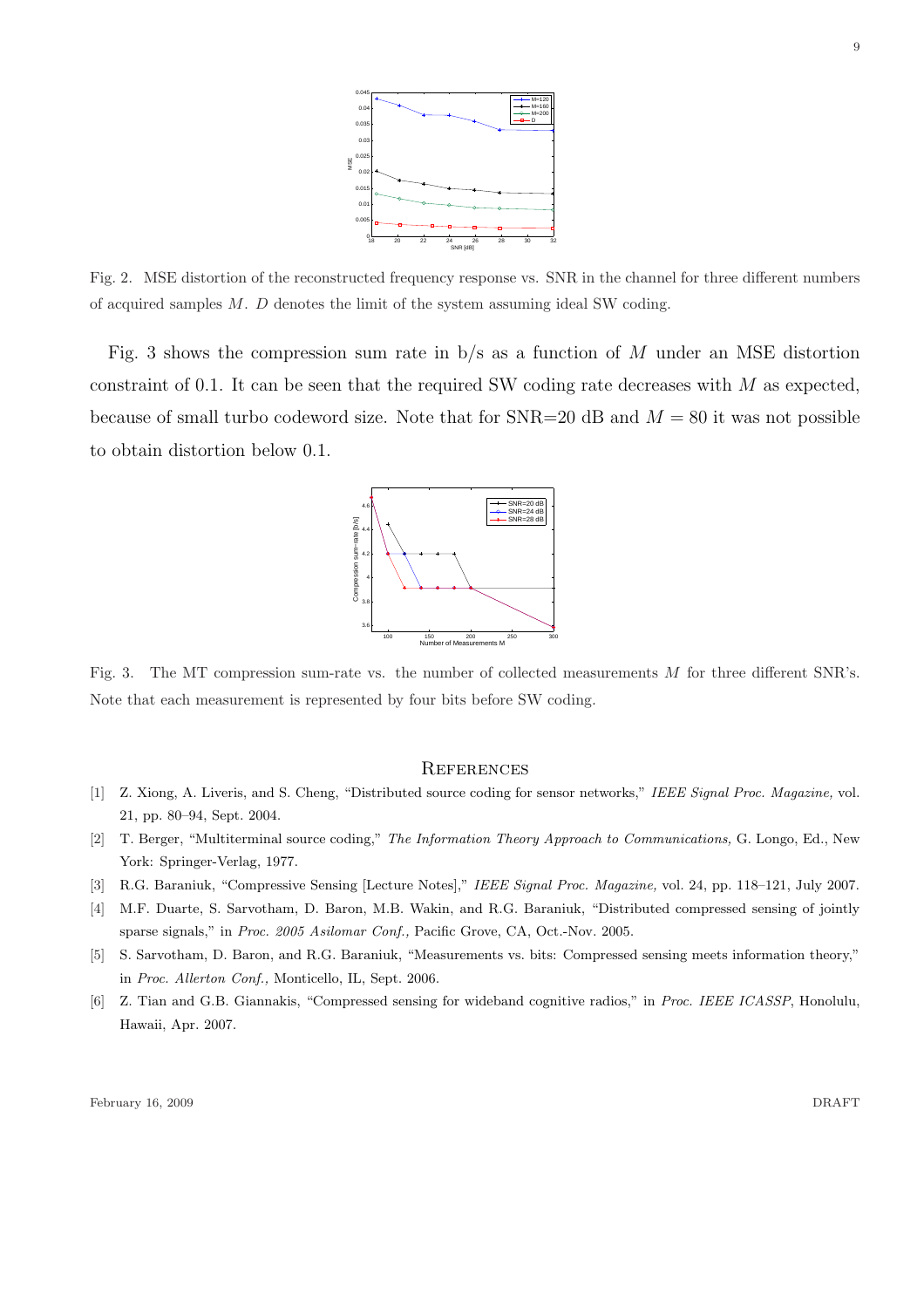Fig. 2. MSE distortion of the reconstructed frequency response vs. SNR in the channel for three different numbers of acquired samples $M$. $D$ denotes the limit of the system assuming ideal SW coding.

Fig. 3 shows the compression sum rate in b/s as a function of $M$ under an MSE distortion constraint of 0.1. It can be seen that the required SW coding rate decreases with $M$ as expected, because of small turbo codeword size. Note that for SNR=20 dB and $M = 80$ it was not possible to obtain distortion below 0.1.

Fig. 3. The MT compression sum-rate vs. the number of collected measurements $M$ for three different SNR's. Note that each measurement is represented by four bits before SW coding.

## References

[1] Z. Xiong, A. Liveris, and S. Cheng, "Distributed source coding for sensor networks," *IEEE Signal Proc. Magazine,* vol. 21, pp. 80–94, Sept. 2004.

[2] T. Berger, "Multiterminal source coding," *The Information Theory Approach to Communications,* G. Longo, Ed., New York: Springer-Verlag, 1977.

[3] R.G. Baraniuk, "Compressive Sensing [Lecture Notes]," *IEEE Signal Proc. Magazine,* vol. 24, pp. 118–121, July 2007.

[4] M.F. Duarte, S. Sarvotham, D. Baron, M.B. Wakin, and R.G. Baraniuk, "Distributed compressed sensing of jointly sparse signals," in *Proc. 2005 Asilomar Conf.,* Pacific Grove, CA, Oct.-Nov. 2005.

[5] S. Sarvotham, D. Baron, and R.G. Baraniuk, "Measurements vs. bits: Compressed sensing meets information theory," in *Proc. Allerton Conf.,* Monticello, IL, Sept. 2006.

[6] Z. Tian and G.B. Giannakis, "Compressed sensing for wideband cognitive radios," in *Proc. IEEE ICASSP*, Honolulu, Hawaii, Apr. 2007.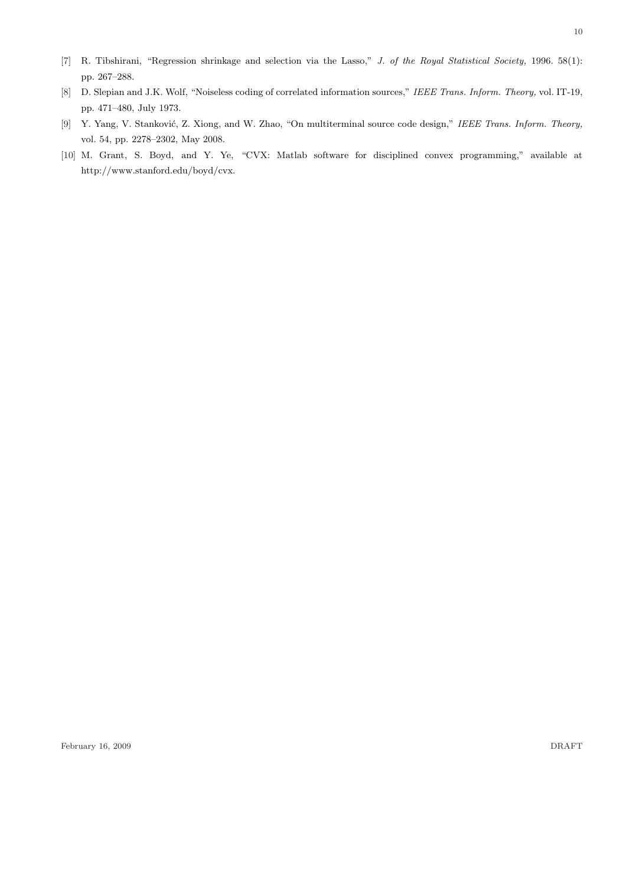[7] R. Tibshirani, "Regression shrinkage and selection via the Lasso," *J. of the Royal Statistical Society,* 1996. 58(1): pp. 267–288.

[8] D. Slepian and J.K. Wolf, "Noiseless coding of correlated information sources," *IEEE Trans. Inform. Theory,* vol. IT-19, pp. 471–480, July 1973.

[9] Y. Yang, V. Stanković, Z. Xiong, and W. Zhao, "On multiterminal source code design," *IEEE Trans. Inform. Theory,* vol. 54, pp. 2278–2302, May 2008.

[10] M. Grant, S. Boyd, and Y. Ye, "CVX: Matlab software for disciplined convex programming," available at http://www.stanford.edu/boyd/cvx.